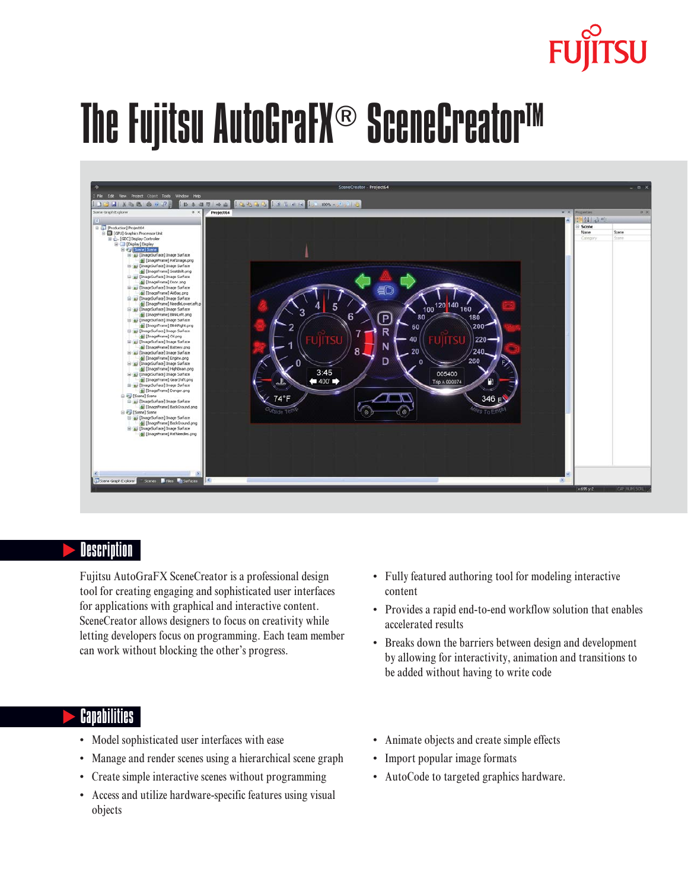# The Fujitsu AutoGraFX® SceneCreator™

## Description

Fujitsu AutoGraFX SceneCreator is a professional design tool for creating engaging and sophisticated user interfaces for applications with graphical and interactive content. SceneCreator allows designers to focus on creativity while letting developers focus on programming. Each team member can work without blocking the other's progress.

- Fully featured authoring tool for modeling interactive content
- Provides a rapid end-to-end workflow solution that enables accelerated results
- Breaks down the barriers between design and development by allowing for interactivity, animation and transitions to be added without having to write code

## Capabilities

- Model sophisticated user interfaces with ease
- Manage and render scenes using a hierarchical scene graph
- Create simple interactive scenes without programming
- Access and utilize hardware-specific features using visual objects
- Animate objects and create simple effects
- Import popular image formats
- AutoCode to targeted graphics hardware.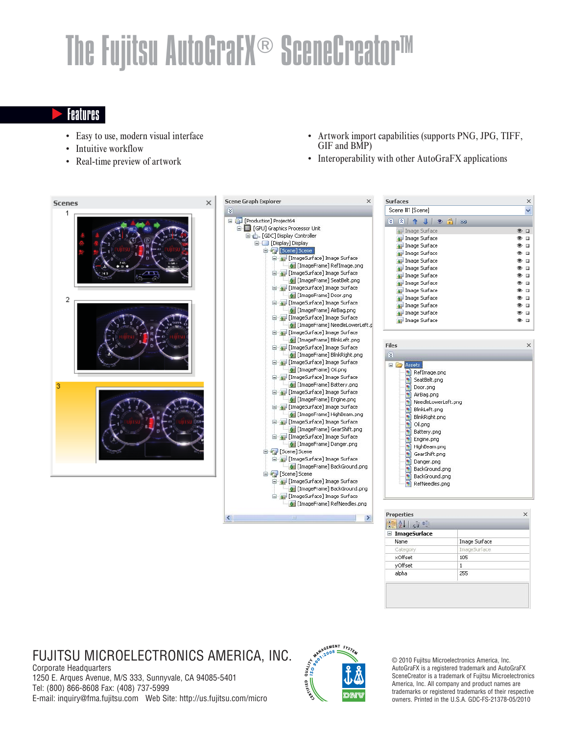# The Fujitsu AutoGraFX® SceneCreator™

## Features

- Easy to use, modern visual interface
- Intuitive workflow
- Real-time preview of artwork
- Artwork import capabilities (supports PNG, JPG, TIFF, GIF and BMP)
- Interoperability with other AutoGraFX applications

FUJITSU MICROELECTRONICS AMERICA, INC.
Corporate Headquarters
1250 E. Arques Avenue, M/S 333, Sunnyvale, CA 94085-5401
Tel: (800) 866-8608 Fax: (408) 737-5999
E-mail: inquiry@fma.fujitsu.com Web Site: http://us.fujitsu.com/micro

© 2010 Fujitsu Microelectronics America, Inc.
AutoGraFX is a registered trademark and AutoGraFX SceneCreator is a trademark of Fujitsu Microelectronics America, Inc. All company and product names are trademarks or registered trademarks of their respective owners. Printed in the U.S.A. GDC-FS-21378-05/2010